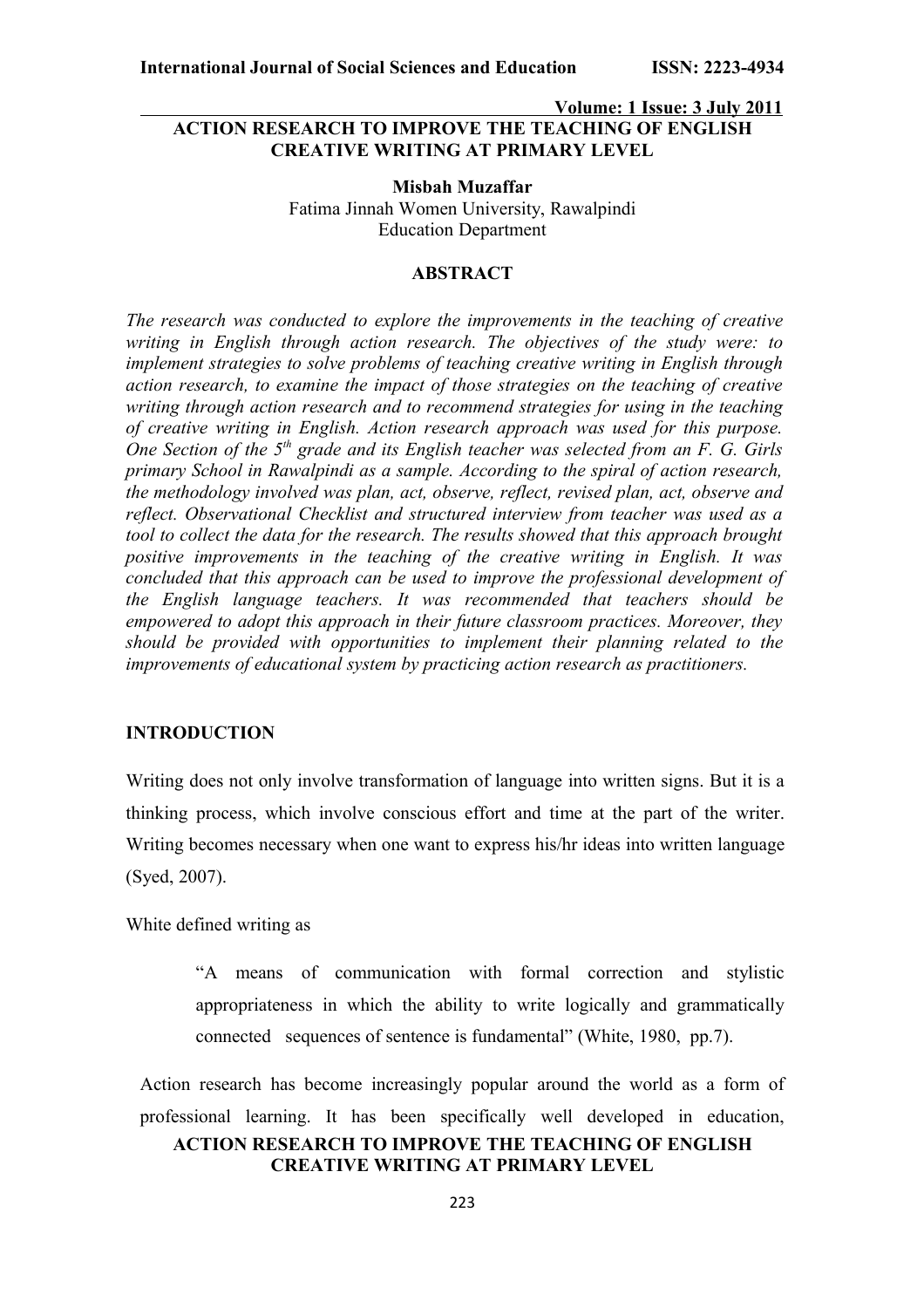# ACTION RESEARCH TO IMPROVE THE TEACHING OF ENGLISH CREATIVE WRITING AT PRIMARY LEVEL

**Misbah Muzaffar**
Fatima Jinnah Women University, Rawalpindi
Education Department

## ABSTRACT

*The research was conducted to explore the improvements in the teaching of creative writing in English through action research. The objectives of the study were: to implement strategies to solve problems of teaching creative writing in English through action research, to examine the impact of those strategies on the teaching of creative writing through action research and to recommend strategies for using in the teaching of creative writing in English. Action research approach was used for this purpose. One Section of the 5th grade and its English teacher was selected from an F. G. Girls primary School in Rawalpindi as a sample. According to the spiral of action research, the methodology involved was plan, act, observe, reflect, revised plan, act, observe and reflect. Observational Checklist and structured interview from teacher was used as a tool to collect the data for the research. The results showed that this approach brought positive improvements in the teaching of the creative writing in English. It was concluded that this approach can be used to improve the professional development of the English language teachers. It was recommended that teachers should be empowered to adopt this approach in their future classroom practices. Moreover, they should be provided with opportunities to implement their planning related to the improvements of educational system by practicing action research as practitioners.*

## INTRODUCTION

Writing does not only involve transformation of language into written signs. But it is a thinking process, which involve conscious effort and time at the part of the writer. Writing becomes necessary when one want to express his/hr ideas into written language (Syed, 2007).

White defined writing as

> "A means of communication with formal correction and stylistic appropriateness in which the ability to write logically and grammatically connected sequences of sentence is fundamental" (White, 1980, pp.7).

Action research has become increasingly popular around the world as a form of professional learning. It has been specifically well developed in education,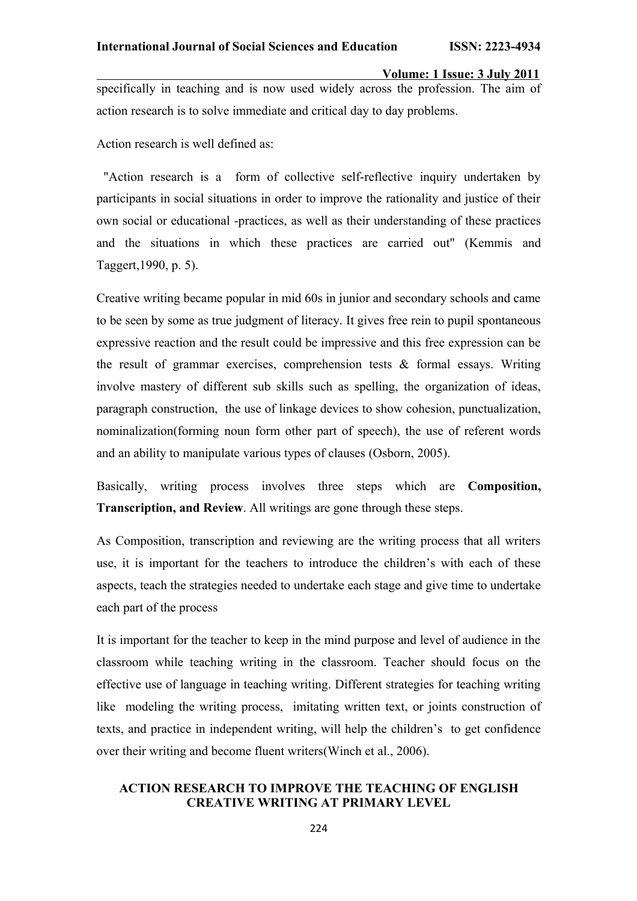specifically in teaching and is now used widely across the profession. The aim of action research is to solve immediate and critical day to day problems.

Action research is well defined as:

"Action research is a form of collective self-reflective inquiry undertaken by participants in social situations in order to improve the rationality and justice of their own social or educational -practices, as well as their understanding of these practices and the situations in which these practices are carried out" (Kemmis and Taggert,1990, p. 5).

Creative writing became popular in mid 60s in junior and secondary schools and came to be seen by some as true judgment of literacy. It gives free rein to pupil spontaneous expressive reaction and the result could be impressive and this free expression can be the result of grammar exercises, comprehension tests & formal essays. Writing involve mastery of different sub skills such as spelling, the organization of ideas, paragraph construction, the use of linkage devices to show cohesion, punctualization, nominalization(forming noun form other part of speech), the use of referent words and an ability to manipulate various types of clauses (Osborn, 2005).

Basically, writing process involves three steps which are **Composition, Transcription, and Review**. All writings are gone through these steps.

As Composition, transcription and reviewing are the writing process that all writers use, it is important for the teachers to introduce the children's with each of these aspects, teach the strategies needed to undertake each stage and give time to undertake each part of the process

It is important for the teacher to keep in the mind purpose and level of audience in the classroom while teaching writing in the classroom. Teacher should focus on the effective use of language in teaching writing. Different strategies for teaching writing like modeling the writing process, imitating written text, or joints construction of texts, and practice in independent writing, will help the children's to get confidence over their writing and become fluent writers(Winch et al., 2006).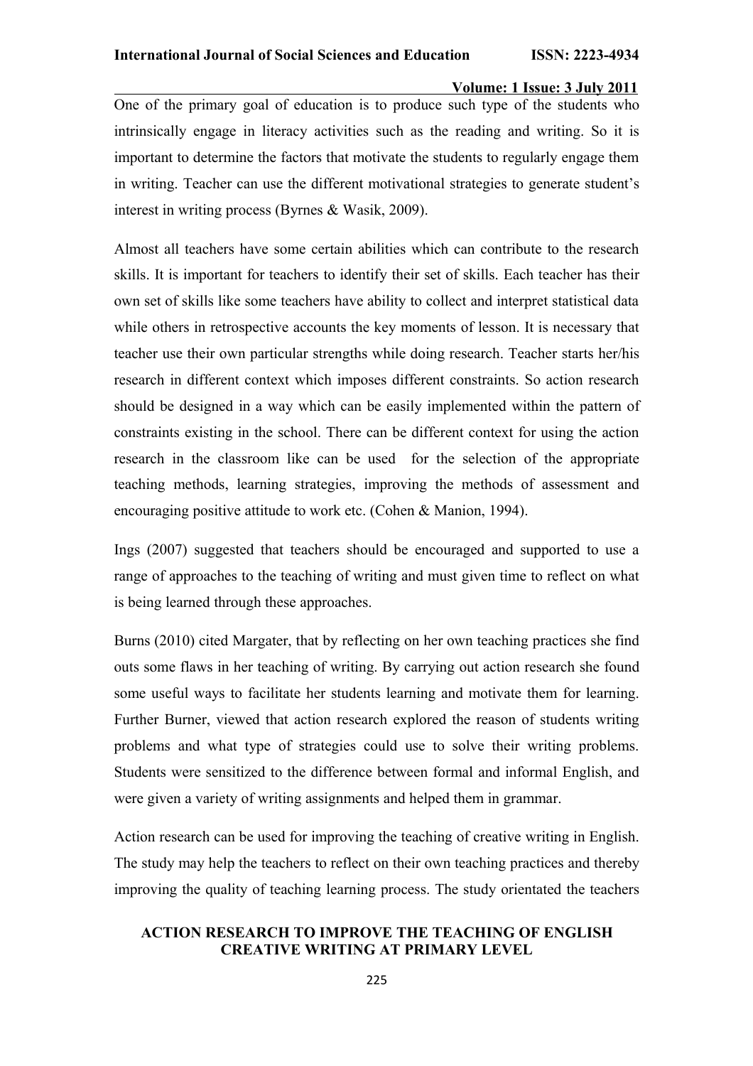One of the primary goal of education is to produce such type of the students who intrinsically engage in literacy activities such as the reading and writing. So it is important to determine the factors that motivate the students to regularly engage them in writing. Teacher can use the different motivational strategies to generate student's interest in writing process (Byrnes & Wasik, 2009).

Almost all teachers have some certain abilities which can contribute to the research skills. It is important for teachers to identify their set of skills. Each teacher has their own set of skills like some teachers have ability to collect and interpret statistical data while others in retrospective accounts the key moments of lesson. It is necessary that teacher use their own particular strengths while doing research. Teacher starts her/his research in different context which imposes different constraints. So action research should be designed in a way which can be easily implemented within the pattern of constraints existing in the school. There can be different context for using the action research in the classroom like can be used for the selection of the appropriate teaching methods, learning strategies, improving the methods of assessment and encouraging positive attitude to work etc. (Cohen & Manion, 1994).

Ings (2007) suggested that teachers should be encouraged and supported to use a range of approaches to the teaching of writing and must given time to reflect on what is being learned through these approaches.

Burns (2010) cited Margater, that by reflecting on her own teaching practices she find outs some flaws in her teaching of writing. By carrying out action research she found some useful ways to facilitate her students learning and motivate them for learning. Further Burner, viewed that action research explored the reason of students writing problems and what type of strategies could use to solve their writing problems. Students were sensitized to the difference between formal and informal English, and were given a variety of writing assignments and helped them in grammar.

Action research can be used for improving the teaching of creative writing in English. The study may help the teachers to reflect on their own teaching practices and thereby improving the quality of teaching learning process. The study orientated the teachers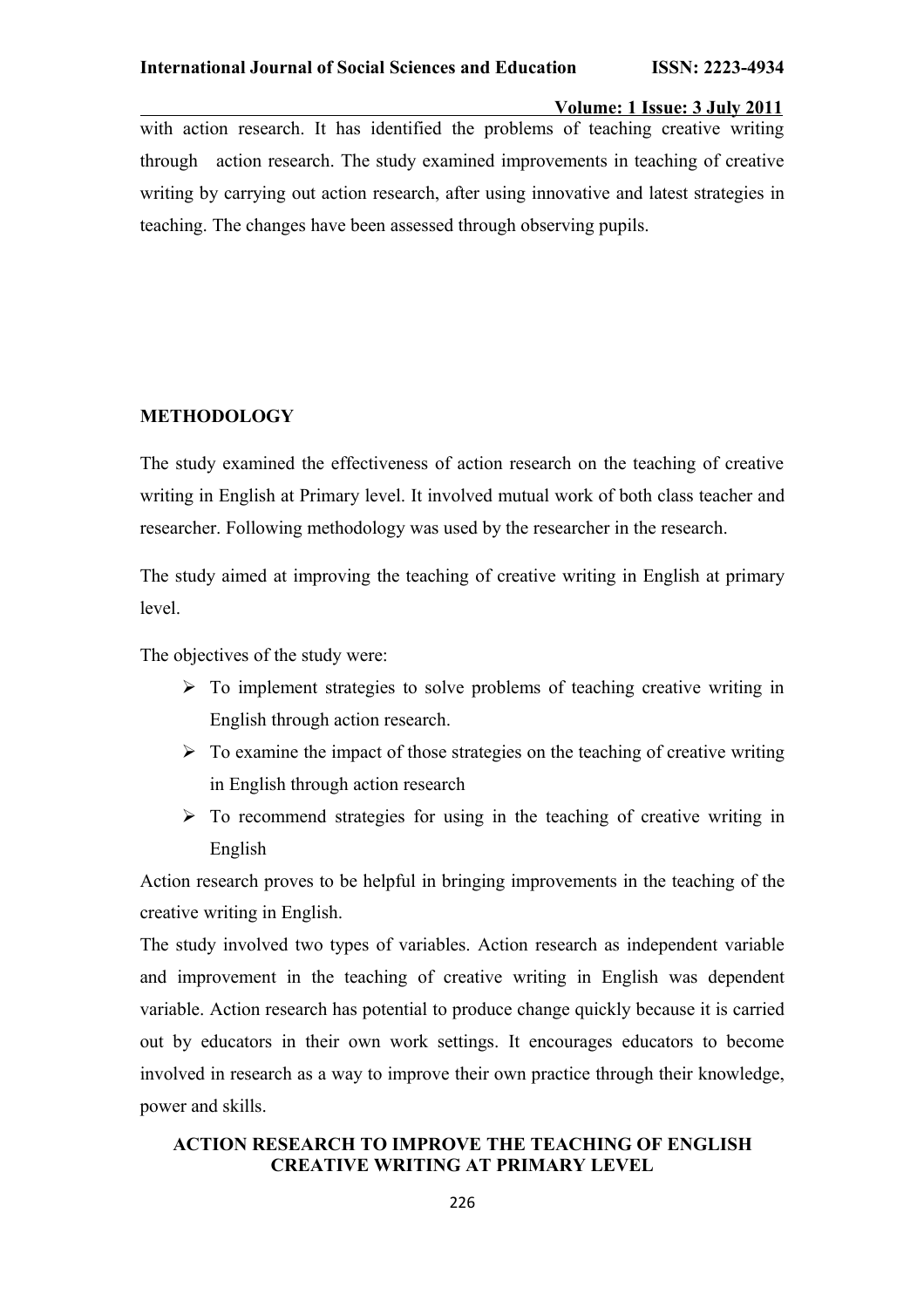with action research. It has identified the problems of teaching creative writing through action research. The study examined improvements in teaching of creative writing by carrying out action research, after using innovative and latest strategies in teaching. The changes have been assessed through observing pupils.

## METHODOLOGY

The study examined the effectiveness of action research on the teaching of creative writing in English at Primary level. It involved mutual work of both class teacher and researcher. Following methodology was used by the researcher in the research.

The study aimed at improving the teaching of creative writing in English at primary level.

The objectives of the study were:

- To implement strategies to solve problems of teaching creative writing in English through action research.
- To examine the impact of those strategies on the teaching of creative writing in English through action research
- To recommend strategies for using in the teaching of creative writing in English

Action research proves to be helpful in bringing improvements in the teaching of the creative writing in English.

The study involved two types of variables. Action research as independent variable and improvement in the teaching of creative writing in English was dependent variable. Action research has potential to produce change quickly because it is carried out by educators in their own work settings. It encourages educators to become involved in research as a way to improve their own practice through their knowledge, power and skills.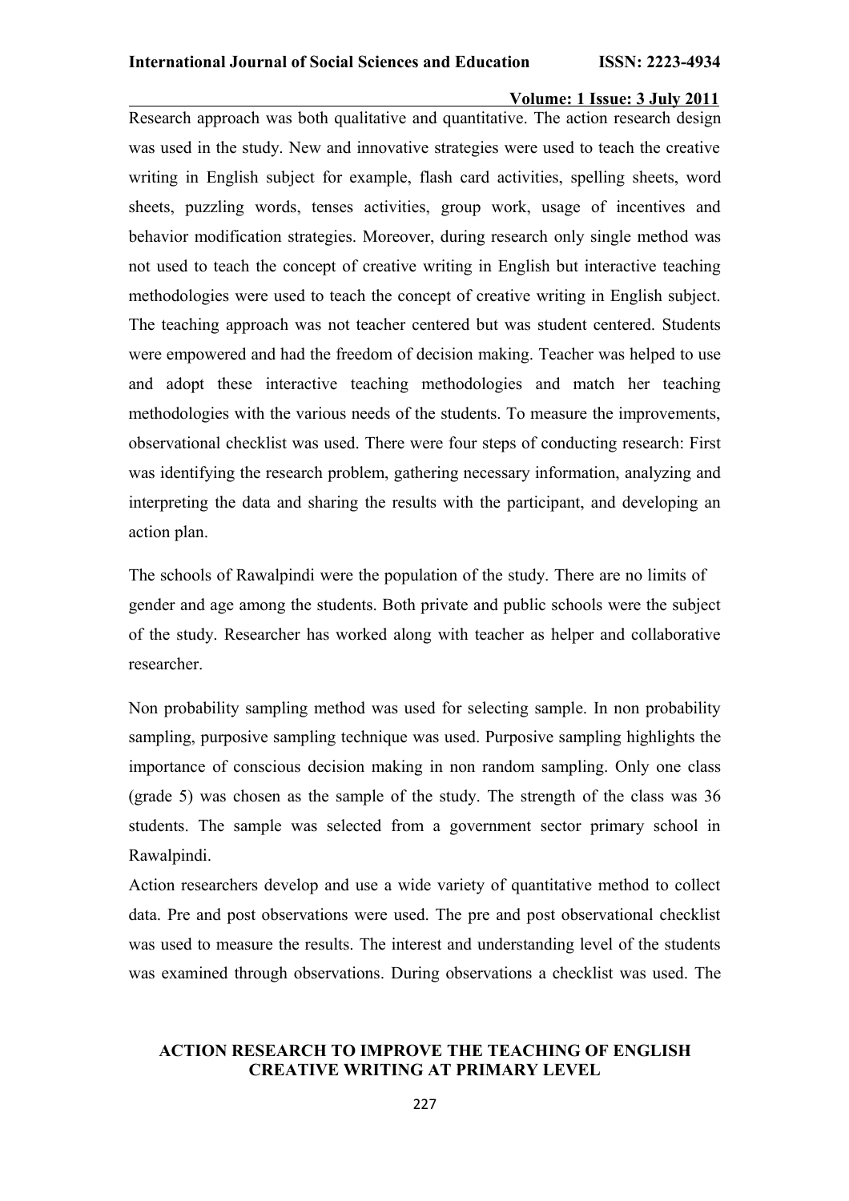Research approach was both qualitative and quantitative. The action research design was used in the study. New and innovative strategies were used to teach the creative writing in English subject for example, flash card activities, spelling sheets, word sheets, puzzling words, tenses activities, group work, usage of incentives and behavior modification strategies. Moreover, during research only single method was not used to teach the concept of creative writing in English but interactive teaching methodologies were used to teach the concept of creative writing in English subject. The teaching approach was not teacher centered but was student centered. Students were empowered and had the freedom of decision making. Teacher was helped to use and adopt these interactive teaching methodologies and match her teaching methodologies with the various needs of the students. To measure the improvements, observational checklist was used. There were four steps of conducting research: First was identifying the research problem, gathering necessary information, analyzing and interpreting the data and sharing the results with the participant, and developing an action plan.

The schools of Rawalpindi were the population of the study. There are no limits of gender and age among the students. Both private and public schools were the subject of the study. Researcher has worked along with teacher as helper and collaborative researcher.

Non probability sampling method was used for selecting sample. In non probability sampling, purposive sampling technique was used. Purposive sampling highlights the importance of conscious decision making in non random sampling. Only one class (grade 5) was chosen as the sample of the study. The strength of the class was 36 students. The sample was selected from a government sector primary school in Rawalpindi.

Action researchers develop and use a wide variety of quantitative method to collect data. Pre and post observations were used. The pre and post observational checklist was used to measure the results. The interest and understanding level of the students was examined through observations. During observations a checklist was used. The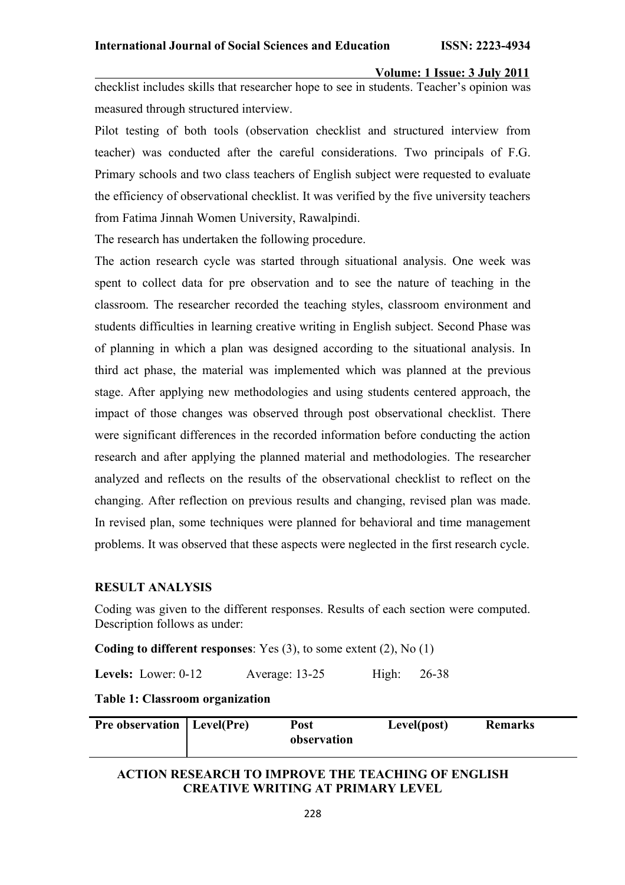checklist includes skills that researcher hope to see in students. Teacher's opinion was measured through structured interview.

Pilot testing of both tools (observation checklist and structured interview from teacher) was conducted after the careful considerations. Two principals of F.G. Primary schools and two class teachers of English subject were requested to evaluate the efficiency of observational checklist. It was verified by the five university teachers from Fatima Jinnah Women University, Rawalpindi.

The research has undertaken the following procedure.

The action research cycle was started through situational analysis. One week was spent to collect data for pre observation and to see the nature of teaching in the classroom. The researcher recorded the teaching styles, classroom environment and students difficulties in learning creative writing in English subject. Second Phase was of planning in which a plan was designed according to the situational analysis. In third act phase, the material was implemented which was planned at the previous stage. After applying new methodologies and using students centered approach, the impact of those changes was observed through post observational checklist. There were significant differences in the recorded information before conducting the action research and after applying the planned material and methodologies. The researcher analyzed and reflects on the results of the observational checklist to reflect on the changing. After reflection on previous results and changing, revised plan was made. In revised plan, some techniques were planned for behavioral and time management problems. It was observed that these aspects were neglected in the first research cycle.

## RESULT ANALYSIS

Coding was given to the different responses. Results of each section were computed. Description follows as under:

**Coding to different responses**: Yes (3), to some extent (2), No (1)

**Levels:** Lower: 0-12 Average: 13-25 High: 26-38

**Table 1: Classroom organization**

| Pre observation | Level(Pre) | Post observation | Level(post) | Remarks |
|---|---|---|---|---|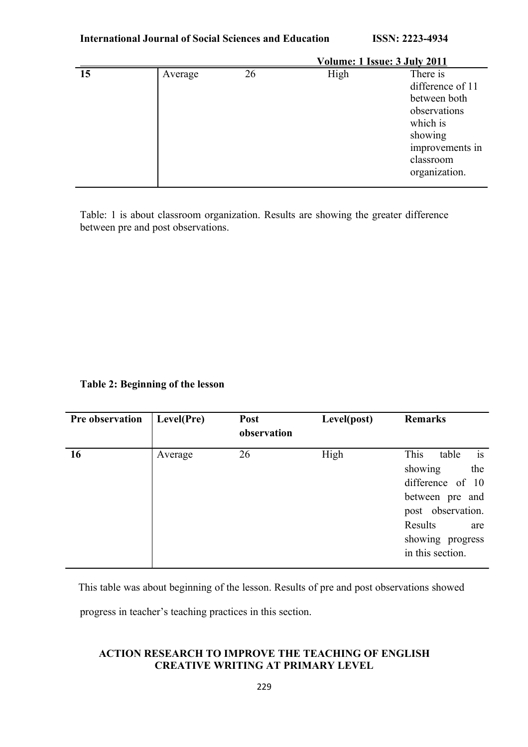| | | | | |
|---|---|---|---|---|
| **15** | Average | 26 | High | There is difference of 11 between both observations which is showing improvements in classroom organization. |

Table: 1 is about classroom organization. Results are showing the greater difference between pre and post observations.

**Table 2: Beginning of the lesson**

| Pre observation | Level(Pre) | Post observation | Level(post) | Remarks |
|---|---|---|---|---|
| **16** | Average | 26 | High | This table is showing the difference of 10 between pre and post observation. Results are showing progress in this section. |

This table was about beginning of the lesson. Results of pre and post observations showed progress in teacher's teaching practices in this section.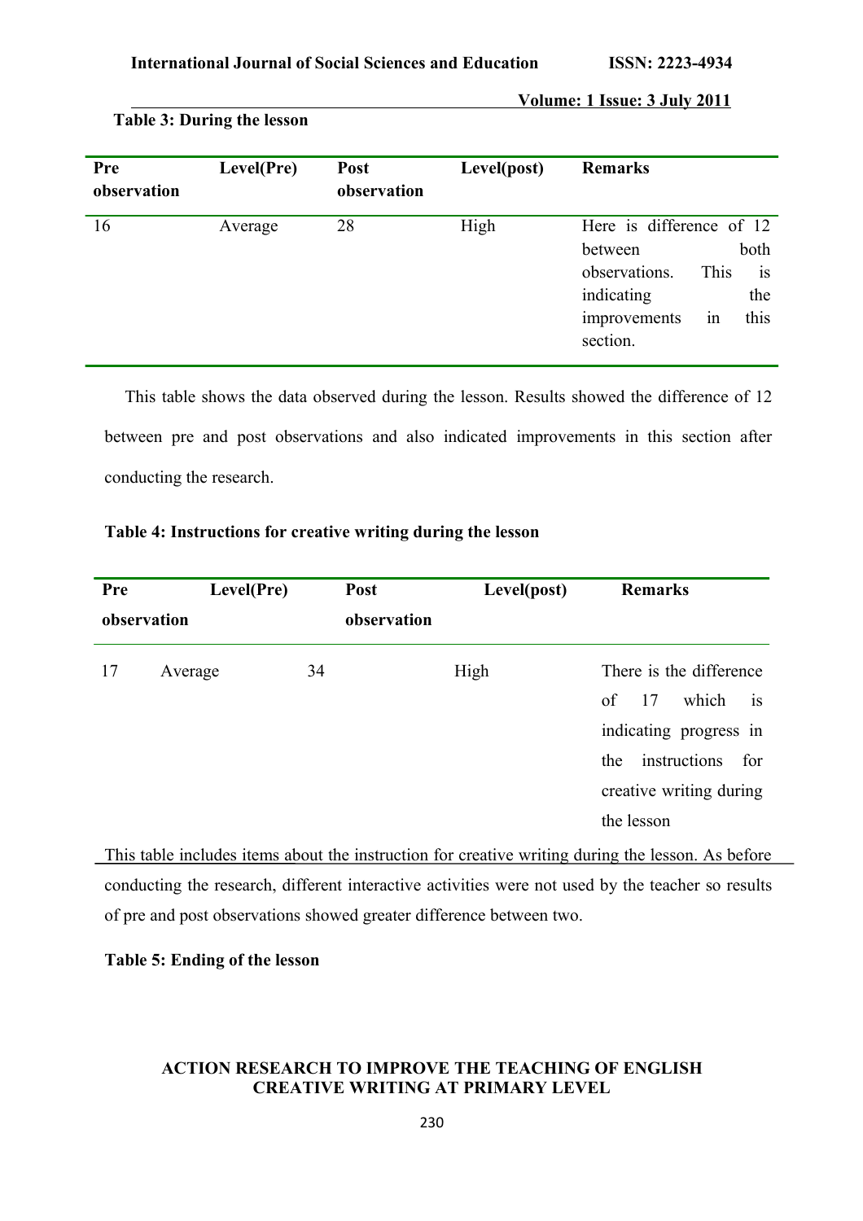**Table 3: During the lesson**

| Pre observation | Level(Pre) | Post observation | Level(post) | Remarks |
|---|---|---|---|---|
| 16 | Average | 28 | High | Here is difference of 12 between both observations. This is indicating the improvements in this section. |

This table shows the data observed during the lesson. Results showed the difference of 12 between pre and post observations and also indicated improvements in this section after conducting the research.

**Table 4: Instructions for creative writing during the lesson**

| Pre observation | Level(Pre) | Post observation | Level(post) | Remarks |
|---|---|---|---|---|
| 17 | Average | 34 | High | There is the difference of 17 which is indicating progress in the instructions for creative writing during the lesson |

This table includes items about the instruction for creative writing during the lesson. As before conducting the research, different interactive activities were not used by the teacher so results of pre and post observations showed greater difference between two.

**Table 5: Ending of the lesson**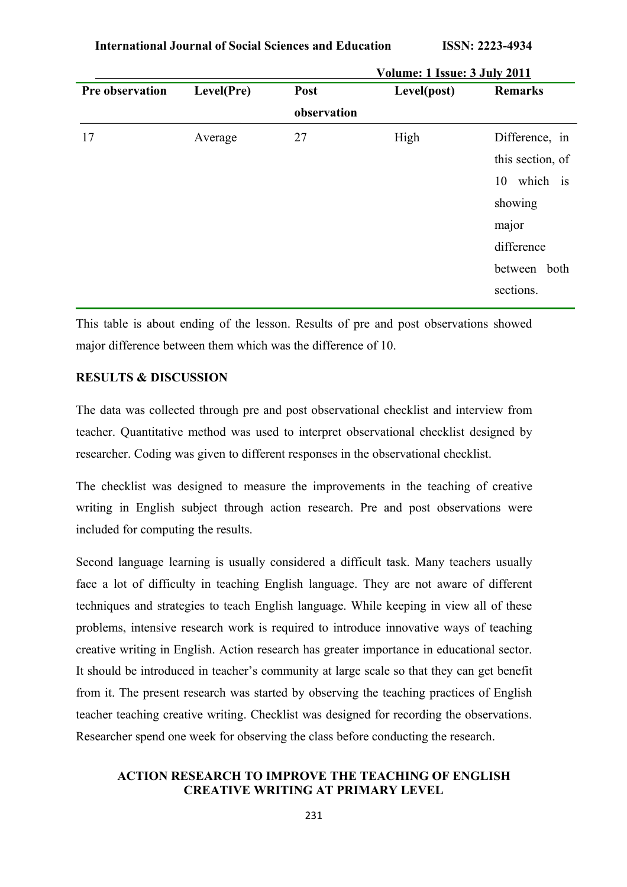| Pre observation | Level(Pre) | Post observation | Level(post) | Remarks |
|---|---|---|---|---|
| 17 | Average | 27 | High | Difference, in this section, of 10 which is showing major difference between both sections. |

This table is about ending of the lesson. Results of pre and post observations showed major difference between them which was the difference of 10.

## RESULTS & DISCUSSION

The data was collected through pre and post observational checklist and interview from teacher. Quantitative method was used to interpret observational checklist designed by researcher. Coding was given to different responses in the observational checklist.

The checklist was designed to measure the improvements in the teaching of creative writing in English subject through action research. Pre and post observations were included for computing the results.

Second language learning is usually considered a difficult task. Many teachers usually face a lot of difficulty in teaching English language. They are not aware of different techniques and strategies to teach English language. While keeping in view all of these problems, intensive research work is required to introduce innovative ways of teaching creative writing in English. Action research has greater importance in educational sector. It should be introduced in teacher's community at large scale so that they can get benefit from it. The present research was started by observing the teaching practices of English teacher teaching creative writing. Checklist was designed for recording the observations. Researcher spend one week for observing the class before conducting the research.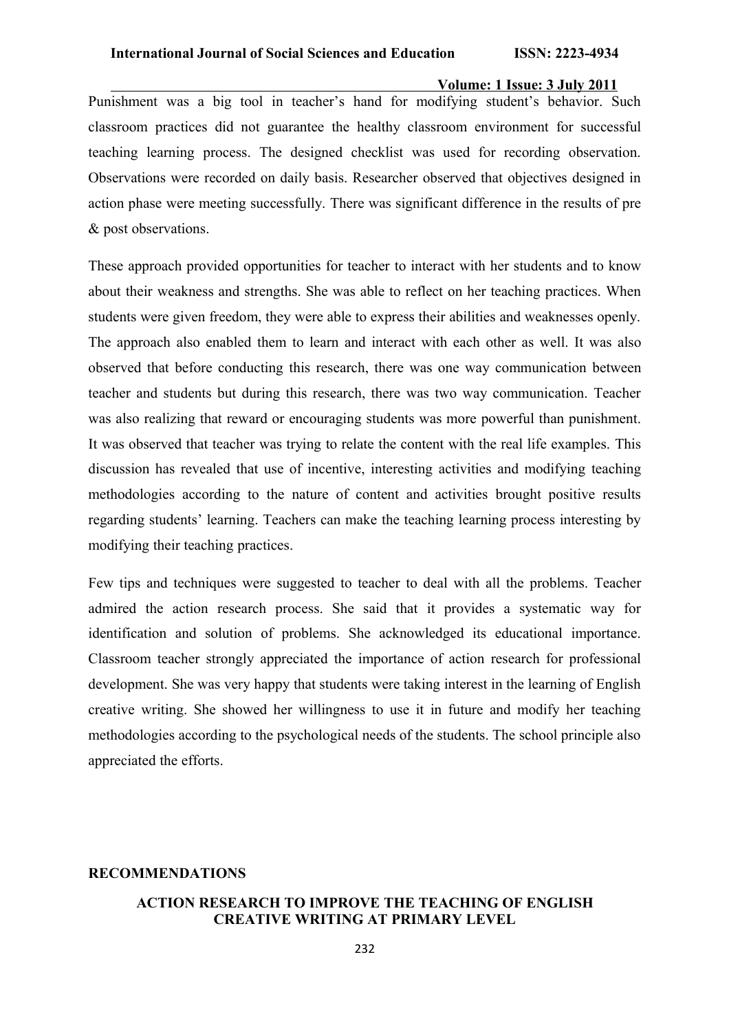Punishment was a big tool in teacher's hand for modifying student's behavior. Such classroom practices did not guarantee the healthy classroom environment for successful teaching learning process. The designed checklist was used for recording observation. Observations were recorded on daily basis. Researcher observed that objectives designed in action phase were meeting successfully. There was significant difference in the results of pre & post observations.

These approach provided opportunities for teacher to interact with her students and to know about their weakness and strengths. She was able to reflect on her teaching practices. When students were given freedom, they were able to express their abilities and weaknesses openly. The approach also enabled them to learn and interact with each other as well. It was also observed that before conducting this research, there was one way communication between teacher and students but during this research, there was two way communication. Teacher was also realizing that reward or encouraging students was more powerful than punishment. It was observed that teacher was trying to relate the content with the real life examples. This discussion has revealed that use of incentive, interesting activities and modifying teaching methodologies according to the nature of content and activities brought positive results regarding students' learning. Teachers can make the teaching learning process interesting by modifying their teaching practices.

Few tips and techniques were suggested to teacher to deal with all the problems. Teacher admired the action research process. She said that it provides a systematic way for identification and solution of problems. She acknowledged its educational importance. Classroom teacher strongly appreciated the importance of action research for professional development. She was very happy that students were taking interest in the learning of English creative writing. She showed her willingness to use it in future and modify her teaching methodologies according to the psychological needs of the students. The school principle also appreciated the efforts.

## RECOMMENDATIONS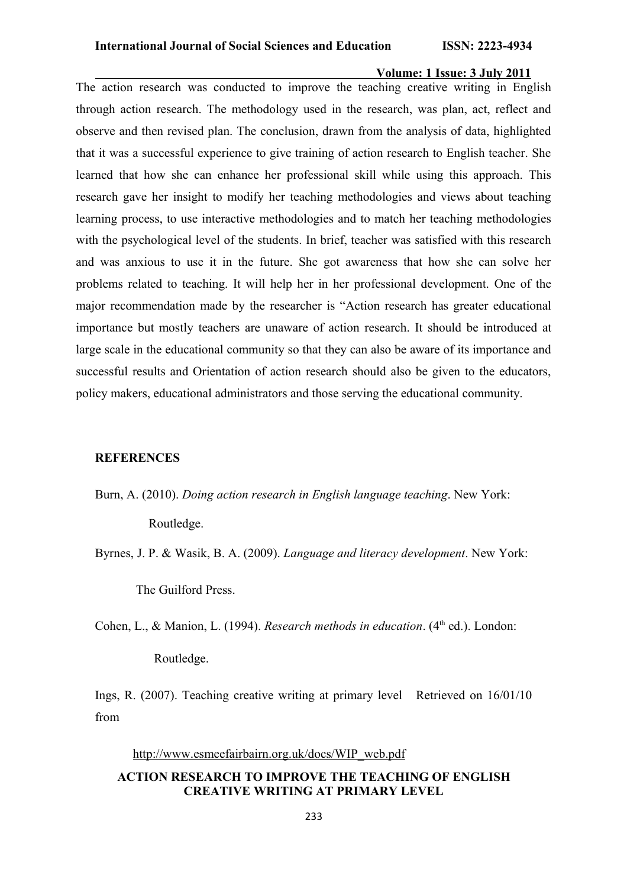The action research was conducted to improve the teaching creative writing in English through action research. The methodology used in the research, was plan, act, reflect and observe and then revised plan. The conclusion, drawn from the analysis of data, highlighted that it was a successful experience to give training of action research to English teacher. She learned that how she can enhance her professional skill while using this approach. This research gave her insight to modify her teaching methodologies and views about teaching learning process, to use interactive methodologies and to match her teaching methodologies with the psychological level of the students. In brief, teacher was satisfied with this research and was anxious to use it in the future. She got awareness that how she can solve her problems related to teaching. It will help her in her professional development. One of the major recommendation made by the researcher is "Action research has greater educational importance but mostly teachers are unaware of action research. It should be introduced at large scale in the educational community so that they can also be aware of its importance and successful results and Orientation of action research should also be given to the educators, policy makers, educational administrators and those serving the educational community.

## REFERENCES

Burn, A. (2010). *Doing action research in English language teaching*. New York: Routledge.

Byrnes, J. P. & Wasik, B. A. (2009). *Language and literacy development*. New York: The Guilford Press.

Cohen, L., & Manion, L. (1994). *Research methods in education*. (4th ed.). London: Routledge.

Ings, R. (2007). Teaching creative writing at primary level Retrieved on 16/01/10 from http://www.esmeefairbairn.org.uk/docs/WIP_web.pdf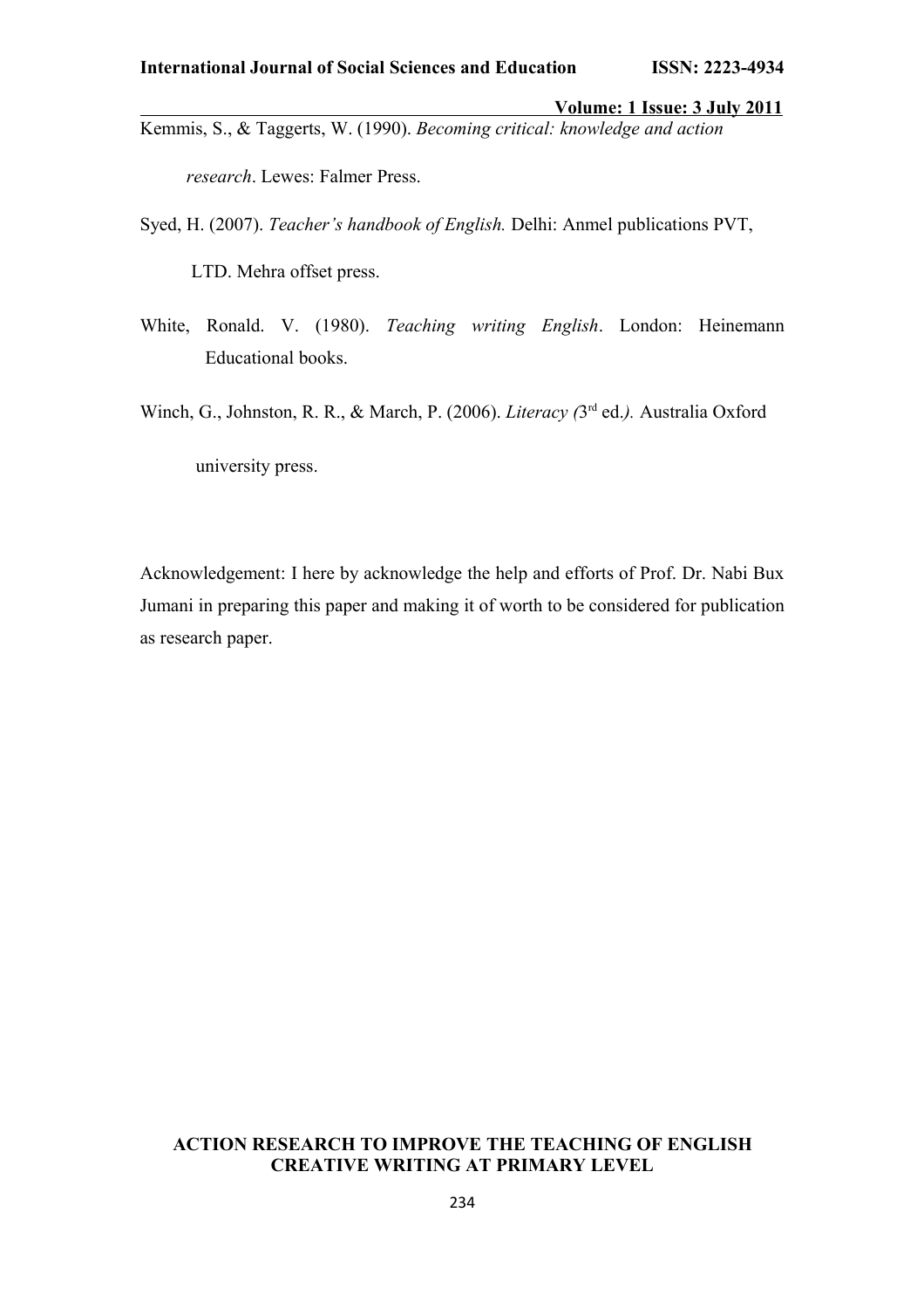Kemmis, S., & Taggerts, W. (1990). *Becoming critical: knowledge and action research*. Lewes: Falmer Press.

Syed, H. (2007). *Teacher's handbook of English.* Delhi: Anmel publications PVT, LTD. Mehra offset press.

White, Ronald. V. (1980). *Teaching writing English*. London: Heinemann Educational books.

Winch, G., Johnston, R. R., & March, P. (2006). *Literacy (*3rd ed.*).* Australia Oxford university press.

Acknowledgement: I here by acknowledge the help and efforts of Prof. Dr. Nabi Bux Jumani in preparing this paper and making it of worth to be considered for publication as research paper.

**ACTION RESEARCH TO IMPROVE THE TEACHING OF ENGLISH CREATIVE WRITING AT PRIMARY LEVEL**